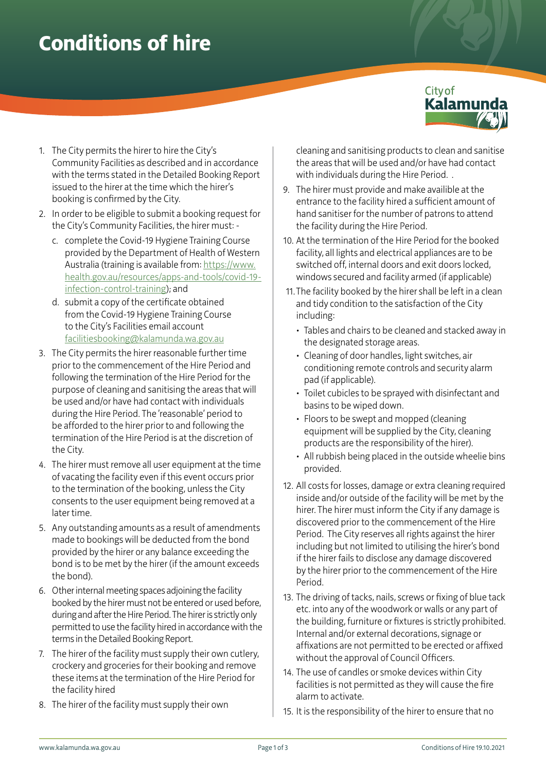# Conditions of hire

1. The City permits the hirer to hire the City's Community Facilities as described and in accordance with the terms stated in the Detailed Booking Report issued to the hirer at the time which the hirer's booking is confirmed by the City.
2. In order to be eligible to submit a booking request for the City's Community Facilities, the hirer must: -
   c. complete the Covid-19 Hygiene Training Course provided by the Department of Health of Western Australia (training is available from: https://www.health.gov.au/resources/apps-and-tools/covid-19-infection-control-training); and
   d. submit a copy of the certificate obtained from the Covid-19 Hygiene Training Course to the City's Facilities email account facilitiesbooking@kalamunda.wa.gov.au
3. The City permits the hirer reasonable further time prior to the commencement of the Hire Period and following the termination of the Hire Period for the purpose of cleaning and sanitising the areas that will be used and/or have had contact with individuals during the Hire Period. The 'reasonable' period to be afforded to the hirer prior to and following the termination of the Hire Period is at the discretion of the City.
4. The hirer must remove all user equipment at the time of vacating the facility even if this event occurs prior to the termination of the booking, unless the City consents to the user equipment being removed at a later time.
5. Any outstanding amounts as a result of amendments made to bookings will be deducted from the bond provided by the hirer or any balance exceeding the bond is to be met by the hirer (if the amount exceeds the bond).
6. Other internal meeting spaces adjoining the facility booked by the hirer must not be entered or used before, during and after the Hire Period. The hirer is strictly only permitted to use the facility hired in accordance with the terms in the Detailed Booking Report.
7. The hirer of the facility must supply their own cutlery, crockery and groceries for their booking and remove these items at the termination of the Hire Period for the facility hired
8. The hirer of the facility must supply their own cleaning and sanitising products to clean and sanitise the areas that will be used and/or have had contact with individuals during the Hire Period. .
9. The hirer must provide and make availible at the entrance to the facility hired a sufficient amount of hand sanitiser for the number of patrons to attend the facility during the Hire Period.
10. At the termination of the Hire Period for the booked facility, all lights and electrical appliances are to be switched off, internal doors and exit doors locked, windows secured and facility armed (if applicable)
11. The facility booked by the hirer shall be left in a clean and tidy condition to the satisfaction of the City including:
    - Tables and chairs to be cleaned and stacked away in the designated storage areas.
    - Cleaning of door handles, light switches, air conditioning remote controls and security alarm pad (if applicable).
    - Toilet cubicles to be sprayed with disinfectant and basins to be wiped down.
    - Floors to be swept and mopped (cleaning equipment will be supplied by the City, cleaning products are the responsibility of the hirer).
    - All rubbish being placed in the outside wheelie bins provided.
12. All costs for losses, damage or extra cleaning required inside and/or outside of the facility will be met by the hirer. The hirer must inform the City if any damage is discovered prior to the commencement of the Hire Period. The City reserves all rights against the hirer including but not limited to utilising the hirer's bond if the hirer fails to disclose any damage discovered by the hirer prior to the commencement of the Hire Period.
13. The driving of tacks, nails, screws or fixing of blue tack etc. into any of the woodwork or walls or any part of the building, furniture or fixtures is strictly prohibited. Internal and/or external decorations, signage or affixations are not permitted to be erected or affixed without the approval of Council Officers.
14. The use of candles or smoke devices within City facilities is not permitted as they will cause the fire alarm to activate.
15. It is the responsibility of the hirer to ensure that no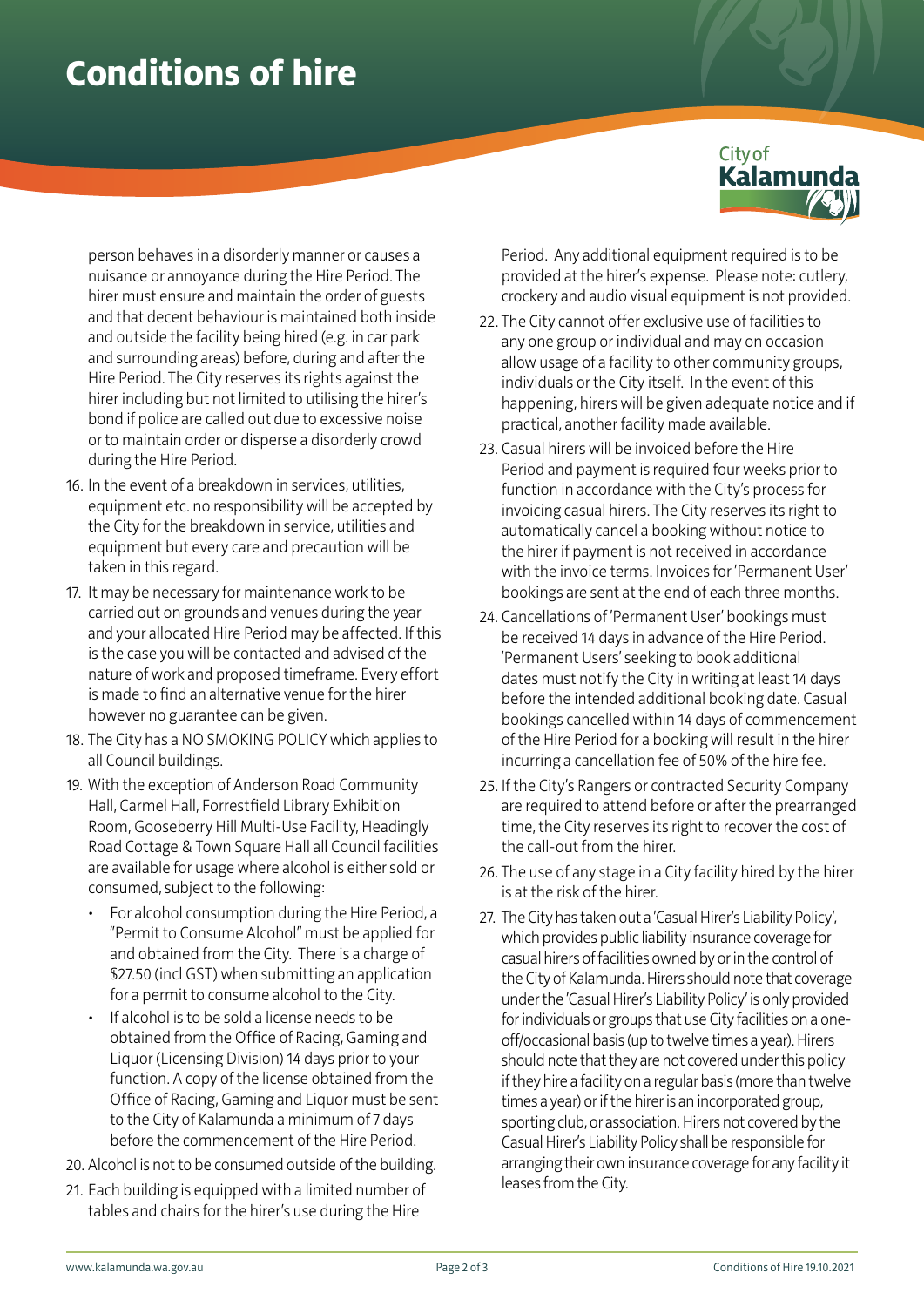# Conditions of hire

person behaves in a disorderly manner or causes a nuisance or annoyance during the Hire Period. The hirer must ensure and maintain the order of guests and that decent behaviour is maintained both inside and outside the facility being hired (e.g. in car park and surrounding areas) before, during and after the Hire Period. The City reserves its rights against the hirer including but not limited to utilising the hirer's bond if police are called out due to excessive noise or to maintain order or disperse a disorderly crowd during the Hire Period.

16. In the event of a breakdown in services, utilities, equipment etc. no responsibility will be accepted by the City for the breakdown in service, utilities and equipment but every care and precaution will be taken in this regard.
17. It may be necessary for maintenance work to be carried out on grounds and venues during the year and your allocated Hire Period may be affected. If this is the case you will be contacted and advised of the nature of work and proposed timeframe. Every effort is made to find an alternative venue for the hirer however no guarantee can be given.
18. The City has a NO SMOKING POLICY which applies to all Council buildings.
19. With the exception of Anderson Road Community Hall, Carmel Hall, Forrestfield Library Exhibition Room, Gooseberry Hill Multi-Use Facility, Headingly Road Cottage & Town Square Hall all Council facilities are available for usage where alcohol is either sold or consumed, subject to the following:
    - For alcohol consumption during the Hire Period, a "Permit to Consume Alcohol" must be applied for and obtained from the City. There is a charge of $27.50 (incl GST) when submitting an application for a permit to consume alcohol to the City.
    - If alcohol is to be sold a license needs to be obtained from the Office of Racing, Gaming and Liquor (Licensing Division) 14 days prior to your function. A copy of the license obtained from the Office of Racing, Gaming and Liquor must be sent to the City of Kalamunda a minimum of 7 days before the commencement of the Hire Period.
20. Alcohol is not to be consumed outside of the building.
21. Each building is equipped with a limited number of tables and chairs for the hirer's use during the Hire Period. Any additional equipment required is to be provided at the hirer's expense. Please note: cutlery, crockery and audio visual equipment is not provided.
22. The City cannot offer exclusive use of facilities to any one group or individual and may on occasion allow usage of a facility to other community groups, individuals or the City itself. In the event of this happening, hirers will be given adequate notice and if practical, another facility made available.
23. Casual hirers will be invoiced before the Hire Period and payment is required four weeks prior to function in accordance with the City's process for invoicing casual hirers. The City reserves its right to automatically cancel a booking without notice to the hirer if payment is not received in accordance with the invoice terms. Invoices for 'Permanent User' bookings are sent at the end of each three months.
24. Cancellations of 'Permanent User' bookings must be received 14 days in advance of the Hire Period. 'Permanent Users' seeking to book additional dates must notify the City in writing at least 14 days before the intended additional booking date. Casual bookings cancelled within 14 days of commencement of the Hire Period for a booking will result in the hirer incurring a cancellation fee of 50% of the hire fee.
25. If the City's Rangers or contracted Security Company are required to attend before or after the prearranged time, the City reserves its right to recover the cost of the call-out from the hirer.
26. The use of any stage in a City facility hired by the hirer is at the risk of the hirer.
27. The City has taken out a 'Casual Hirer's Liability Policy', which provides public liability insurance coverage for casual hirers of facilities owned by or in the control of the City of Kalamunda. Hirers should note that coverage under the 'Casual Hirer's Liability Policy' is only provided for individuals or groups that use City facilities on a one-off/occasional basis (up to twelve times a year). Hirers should note that they are not covered under this policy if they hire a facility on a regular basis (more than twelve times a year) or if the hirer is an incorporated group, sporting club, or association. Hirers not covered by the Casual Hirer's Liability Policy shall be responsible for arranging their own insurance coverage for any facility it leases from the City.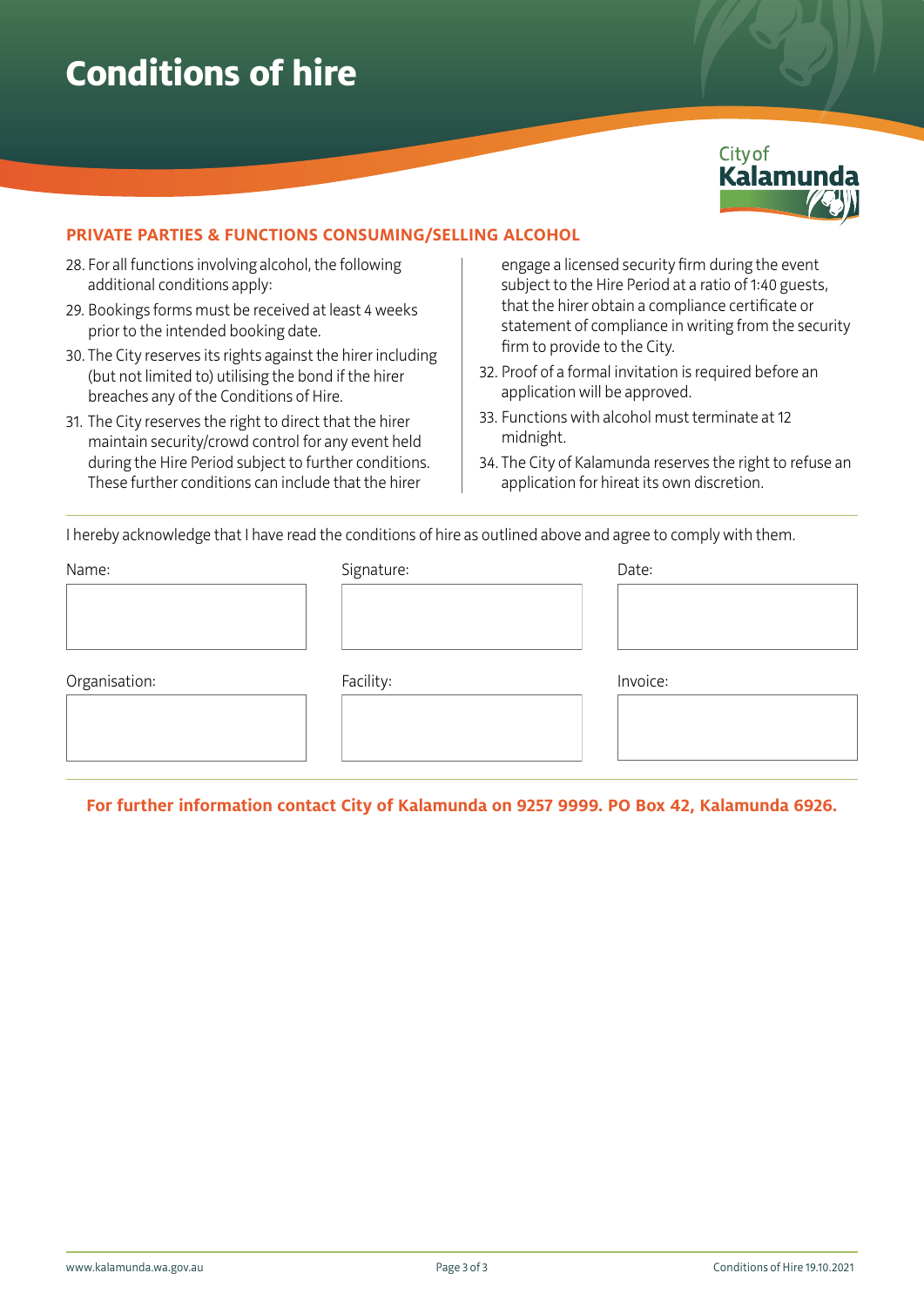# Conditions of hire

### PRIVATE PARTIES & FUNCTIONS CONSUMING/SELLING ALCOHOL

28. For all functions involving alcohol, the following additional conditions apply:
29. Bookings forms must be received at least 4 weeks prior to the intended booking date.
30. The City reserves its rights against the hirer including (but not limited to) utilising the bond if the hirer breaches any of the Conditions of Hire.
31. The City reserves the right to direct that the hirer maintain security/crowd control for any event held during the Hire Period subject to further conditions. These further conditions can include that the hirer engage a licensed security firm during the event subject to the Hire Period at a ratio of 1:40 guests, that the hirer obtain a compliance certificate or statement of compliance in writing from the security firm to provide to the City.
32. Proof of a formal invitation is required before an application will be approved.
33. Functions with alcohol must terminate at 12 midnight.
34. The City of Kalamunda reserves the right to refuse an application for hireat its own discretion.

I hereby acknowledge that I have read the conditions of hire as outlined above and agree to comply with them.

| Name: | Signature: | Date: |
|---|---|---|
| | | |
| **Organisation:** | **Facility:** | **Invoice:** |
| | | |

**For further information contact City of Kalamunda on 9257 9999. PO Box 42, Kalamunda 6926.**

www.kalamunda.wa.gov.au

Conditions of Hire 19.10.2021